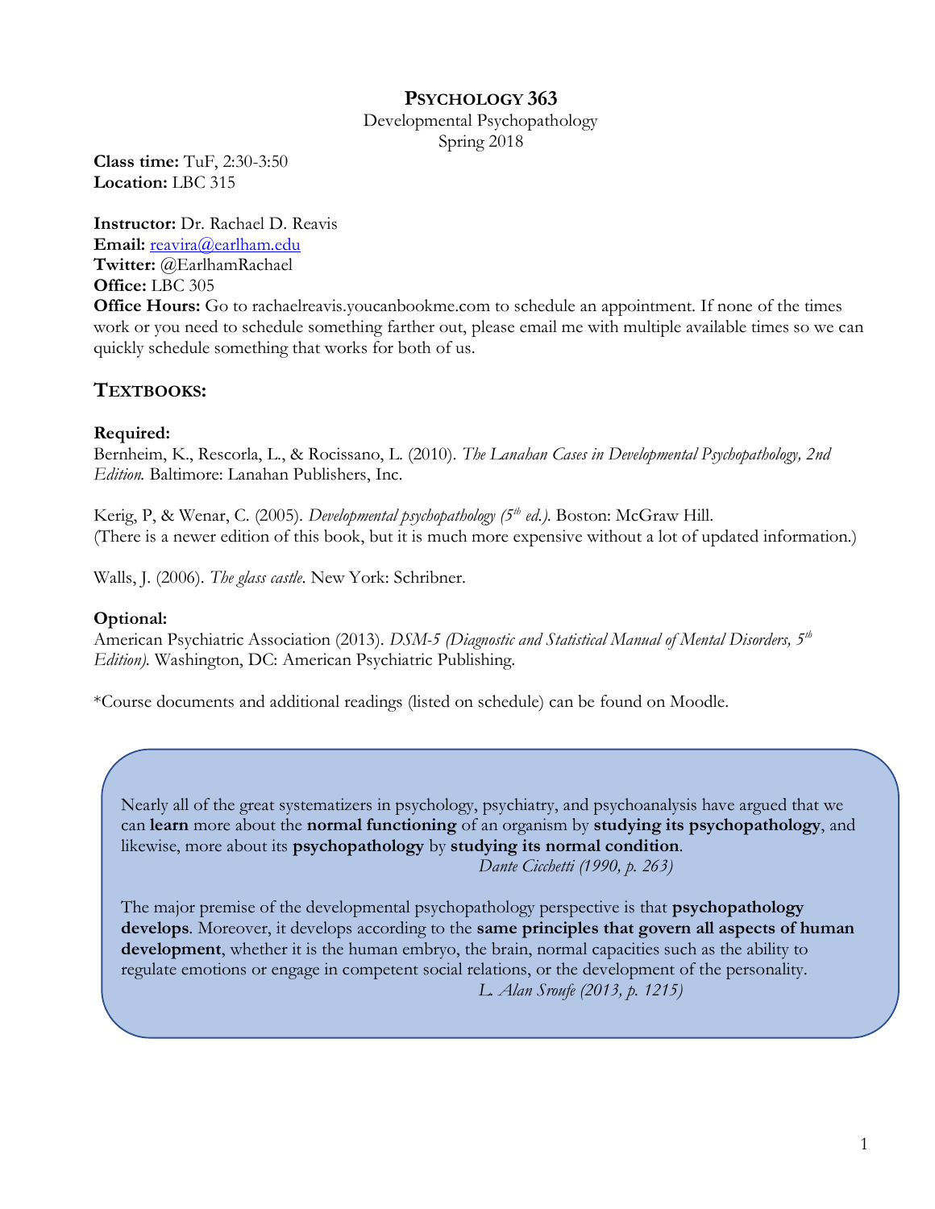# PSYCHOLOGY 363

Developmental Psychopathology
Spring 2018

**Class time:** TuF, 2:30-3:50
**Location:** LBC 315

**Instructor:** Dr. Rachael D. Reavis
**Email:** reavira@earlham.edu
**Twitter:** @EarlhamRachael
**Office:** LBC 305
**Office Hours:** Go to rachaelreavis.youcanbookme.com to schedule an appointment. If none of the times work or you need to schedule something farther out, please email me with multiple available times so we can quickly schedule something that works for both of us.

## TEXTBOOKS:

**Required:**
Bernheim, K., Rescorla, L., & Rocissano, L. (2010). *The Lanahan Cases in Developmental Psychopathology, 2nd Edition.* Baltimore: Lanahan Publishers, Inc.

Kerig, P, & Wenar, C. (2005). *Developmental psychopathology (5th ed.).* Boston: McGraw Hill.
(There is a newer edition of this book, but it is much more expensive without a lot of updated information.)

Walls, J. (2006). *The glass castle*. New York: Schribner.

**Optional:**
American Psychiatric Association (2013). *DSM-5 (Diagnostic and Statistical Manual of Mental Disorders, 5th Edition).* Washington, DC: American Psychiatric Publishing.

*Course documents and additional readings (listed on schedule) can be found on Moodle.

> Nearly all of the great systematizers in psychology, psychiatry, and psychoanalysis have argued that we can **learn** more about the **normal functioning** of an organism by **studying its psychopathology**, and likewise, more about its **psychopathology** by **studying its normal condition**.
>
> *Dante Cicchetti (1990, p. 263)*
>
> The major premise of the developmental psychopathology perspective is that **psychopathology develops**. Moreover, it develops according to the **same principles that govern all aspects of human development**, whether it is the human embryo, the brain, normal capacities such as the ability to regulate emotions or engage in competent social relations, or the development of the personality.
>
> *L. Alan Sroufe (2013, p. 1215)*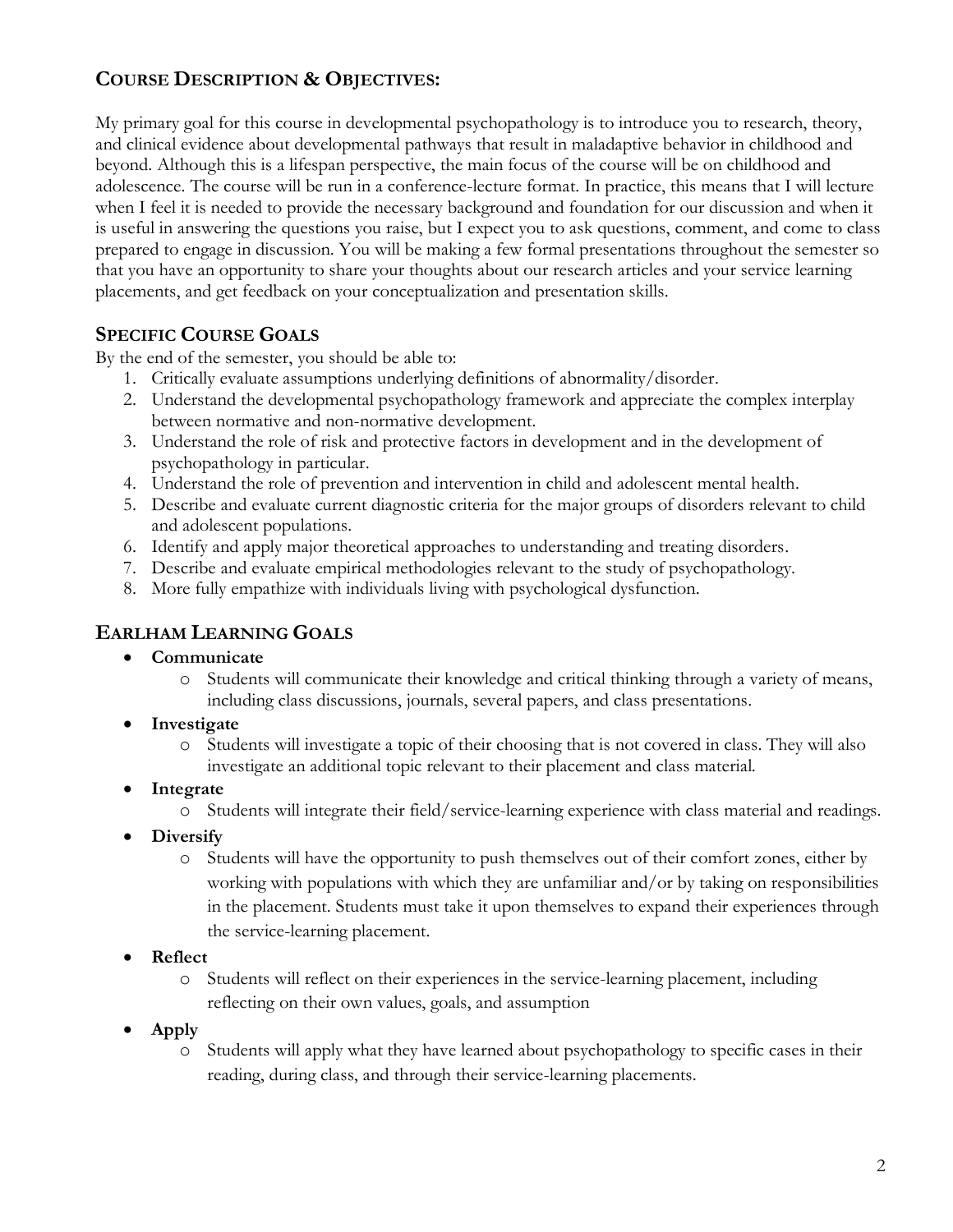## Course Description & Objectives:

My primary goal for this course in developmental psychopathology is to introduce you to research, theory, and clinical evidence about developmental pathways that result in maladaptive behavior in childhood and beyond. Although this is a lifespan perspective, the main focus of the course will be on childhood and adolescence. The course will be run in a conference-lecture format. In practice, this means that I will lecture when I feel it is needed to provide the necessary background and foundation for our discussion and when it is useful in answering the questions you raise, but I expect you to ask questions, comment, and come to class prepared to engage in discussion. You will be making a few formal presentations throughout the semester so that you have an opportunity to share your thoughts about our research articles and your service learning placements, and get feedback on your conceptualization and presentation skills.

### Specific Course Goals

By the end of the semester, you should be able to:

1. Critically evaluate assumptions underlying definitions of abnormality/disorder.
2. Understand the developmental psychopathology framework and appreciate the complex interplay between normative and non-normative development.
3. Understand the role of risk and protective factors in development and in the development of psychopathology in particular.
4. Understand the role of prevention and intervention in child and adolescent mental health.
5. Describe and evaluate current diagnostic criteria for the major groups of disorders relevant to child and adolescent populations.
6. Identify and apply major theoretical approaches to understanding and treating disorders.
7. Describe and evaluate empirical methodologies relevant to the study of psychopathology.
8. More fully empathize with individuals living with psychological dysfunction.

### Earlham Learning Goals

- **Communicate**
  - Students will communicate their knowledge and critical thinking through a variety of means, including class discussions, journals, several papers, and class presentations.
- **Investigate**
  - Students will investigate a topic of their choosing that is not covered in class. They will also investigate an additional topic relevant to their placement and class material.
- **Integrate**
  - Students will integrate their field/service-learning experience with class material and readings.
- **Diversify**
  - Students will have the opportunity to push themselves out of their comfort zones, either by working with populations with which they are unfamiliar and/or by taking on responsibilities in the placement. Students must take it upon themselves to expand their experiences through the service-learning placement.
- **Reflect**
  - Students will reflect on their experiences in the service-learning placement, including reflecting on their own values, goals, and assumption
- **Apply**
  - Students will apply what they have learned about psychopathology to specific cases in their reading, during class, and through their service-learning placements.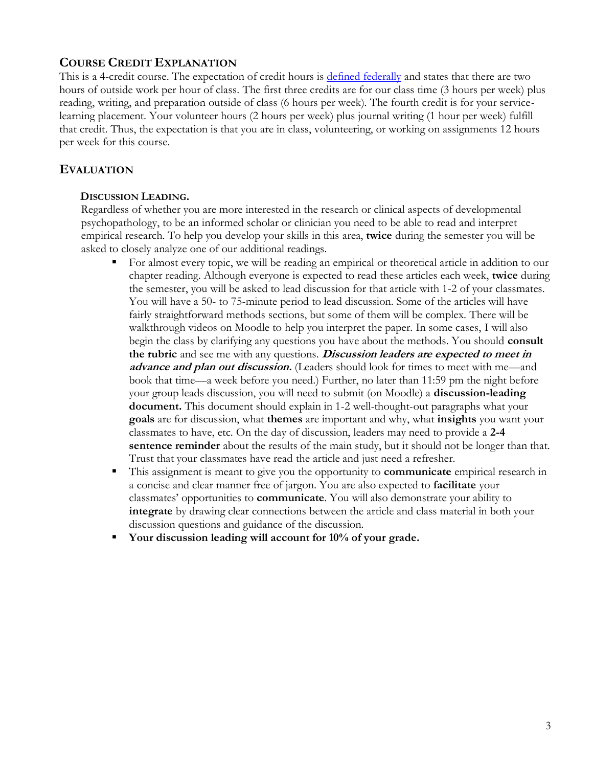## Course Credit Explanation

This is a 4-credit course. The expectation of credit hours is [defined federally] and states that there are two hours of outside work per hour of class. The first three credits are for our class time (3 hours per week) plus reading, writing, and preparation outside of class (6 hours per week). The fourth credit is for your service-learning placement. Your volunteer hours (2 hours per week) plus journal writing (1 hour per week) fulfill that credit. Thus, the expectation is that you are in class, volunteering, or working on assignments 12 hours per week for this course.

## Evaluation

### Discussion Leading.

Regardless of whether you are more interested in the research or clinical aspects of developmental psychopathology, to be an informed scholar or clinician you need to be able to read and interpret empirical research. To help you develop your skills in this area, **twice** during the semester you will be asked to closely analyze one of our additional readings.

- For almost every topic, we will be reading an empirical or theoretical article in addition to our chapter reading. Although everyone is expected to read these articles each week, **twice** during the semester, you will be asked to lead discussion for that article with 1-2 of your classmates. You will have a 50- to 75-minute period to lead discussion. Some of the articles will have fairly straightforward methods sections, but some of them will be complex. There will be walkthrough videos on Moodle to help you interpret the paper. In some cases, I will also begin the class by clarifying any questions you have about the methods. You should **consult the rubric** and see me with any questions. ***Discussion leaders are expected to meet in advance and plan out discussion.*** (Leaders should look for times to meet with me—and book that time—a week before you need.) Further, no later than 11:59 pm the night before your group leads discussion, you will need to submit (on Moodle) a **discussion-leading document.** This document should explain in 1-2 well-thought-out paragraphs what your **goals** are for discussion, what **themes** are important and why, what **insights** you want your classmates to have, etc. On the day of discussion, leaders may need to provide a **2-4 sentence reminder** about the results of the main study, but it should not be longer than that. Trust that your classmates have read the article and just need a refresher.
- This assignment is meant to give you the opportunity to **communicate** empirical research in a concise and clear manner free of jargon. You are also expected to **facilitate** your classmates' opportunities to **communicate**. You will also demonstrate your ability to **integrate** by drawing clear connections between the article and class material in both your discussion questions and guidance of the discussion.
- **Your discussion leading will account for 10% of your grade.**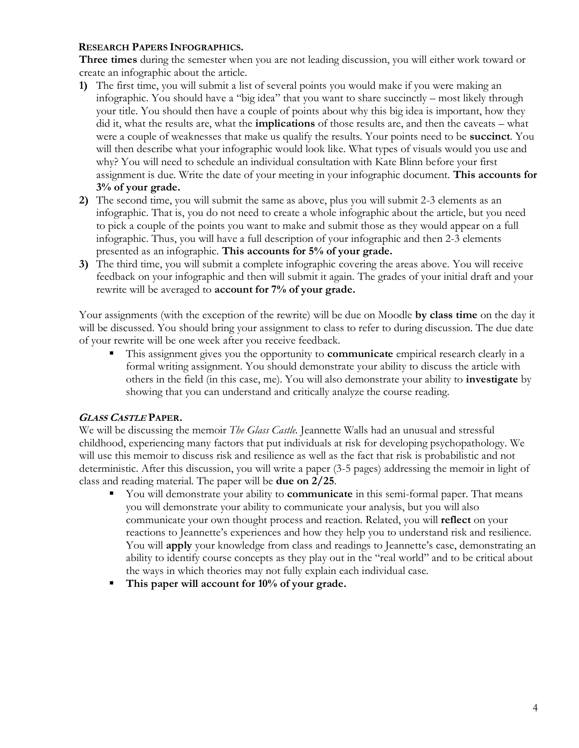**RESEARCH PAPERS INFOGRAPHICS.**

**Three times** during the semester when you are not leading discussion, you will either work toward or create an infographic about the article.

1) The first time, you will submit a list of several points you would make if you were making an infographic. You should have a "big idea" that you want to share succinctly – most likely through your title. You should then have a couple of points about why this big idea is important, how they did it, what the results are, what the **implications** of those results are, and then the caveats – what were a couple of weaknesses that make us qualify the results. Your points need to be **succinct**. You will then describe what your infographic would look like. What types of visuals would you use and why? You will need to schedule an individual consultation with Kate Blinn before your first assignment is due. Write the date of your meeting in your infographic document. **This accounts for 3% of your grade.**
2) The second time, you will submit the same as above, plus you will submit 2-3 elements as an infographic. That is, you do not need to create a whole infographic about the article, but you need to pick a couple of the points you want to make and submit those as they would appear on a full infographic. Thus, you will have a full description of your infographic and then 2-3 elements presented as an infographic. **This accounts for 5% of your grade.**
3) The third time, you will submit a complete infographic covering the areas above. You will receive feedback on your infographic and then will submit it again. The grades of your initial draft and your rewrite will be averaged to **account for 7% of your grade.**

Your assignments (with the exception of the rewrite) will be due on Moodle **by class time** on the day it will be discussed. You should bring your assignment to class to refer to during discussion. The due date of your rewrite will be one week after you receive feedback.

- This assignment gives you the opportunity to **communicate** empirical research clearly in a formal writing assignment. You should demonstrate your ability to discuss the article with others in the field (in this case, me). You will also demonstrate your ability to **investigate** by showing that you can understand and critically analyze the course reading.

***GLASS CASTLE* PAPER.**

We will be discussing the memoir *The Glass Castle*. Jeannette Walls had an unusual and stressful childhood, experiencing many factors that put individuals at risk for developing psychopathology. We will use this memoir to discuss risk and resilience as well as the fact that risk is probabilistic and not deterministic. After this discussion, you will write a paper (3-5 pages) addressing the memoir in light of class and reading material. The paper will be **due on 2/25**.

- You will demonstrate your ability to **communicate** in this semi-formal paper. That means you will demonstrate your ability to communicate your analysis, but you will also communicate your own thought process and reaction. Related, you will **reflect** on your reactions to Jeannette's experiences and how they help you to understand risk and resilience. You will **apply** your knowledge from class and readings to Jeannette's case, demonstrating an ability to identify course concepts as they play out in the "real world" and to be critical about the ways in which theories may not fully explain each individual case.
- **This paper will account for 10% of your grade.**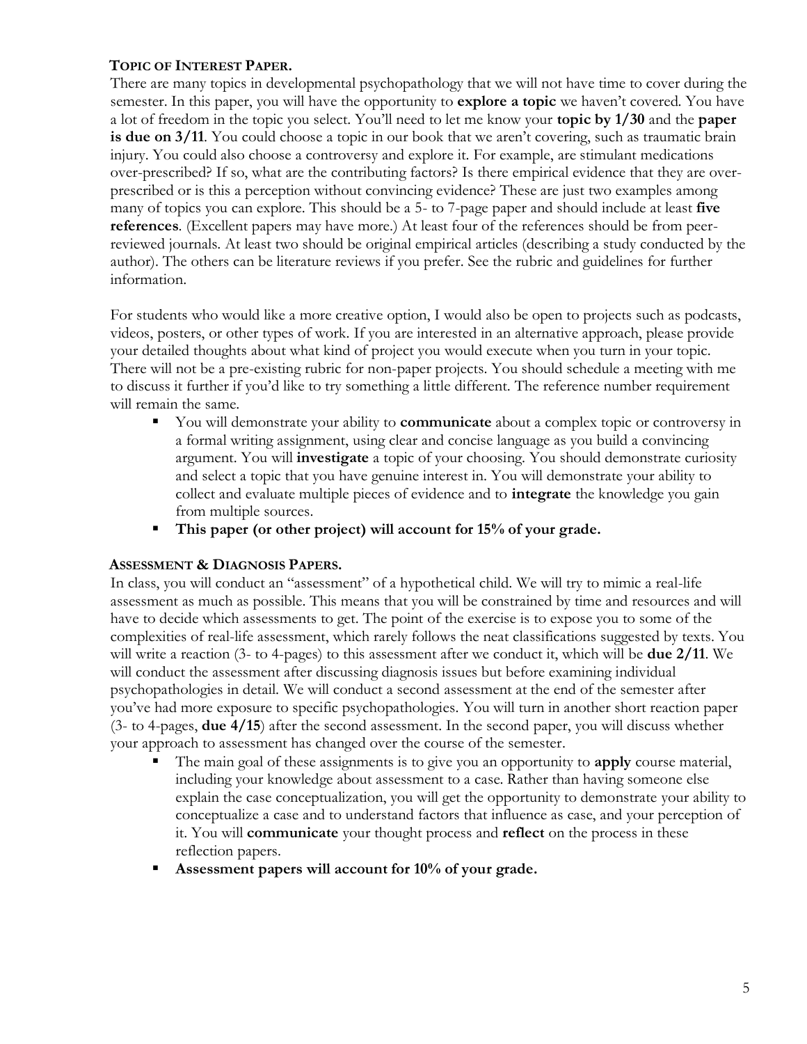### TOPIC OF INTEREST PAPER.

There are many topics in developmental psychopathology that we will not have time to cover during the semester. In this paper, you will have the opportunity to **explore a topic** we haven't covered. You have a lot of freedom in the topic you select. You'll need to let me know your **topic by 1/30** and the **paper is due on 3/11**. You could choose a topic in our book that we aren't covering, such as traumatic brain injury. You could also choose a controversy and explore it. For example, are stimulant medications over-prescribed? If so, what are the contributing factors? Is there empirical evidence that they are over-prescribed or is this a perception without convincing evidence? These are just two examples among many of topics you can explore. This should be a 5- to 7-page paper and should include at least **five references**. (Excellent papers may have more.) At least four of the references should be from peer-reviewed journals. At least two should be original empirical articles (describing a study conducted by the author). The others can be literature reviews if you prefer. See the rubric and guidelines for further information.

For students who would like a more creative option, I would also be open to projects such as podcasts, videos, posters, or other types of work. If you are interested in an alternative approach, please provide your detailed thoughts about what kind of project you would execute when you turn in your topic. There will not be a pre-existing rubric for non-paper projects. You should schedule a meeting with me to discuss it further if you'd like to try something a little different. The reference number requirement will remain the same.

- You will demonstrate your ability to **communicate** about a complex topic or controversy in a formal writing assignment, using clear and concise language as you build a convincing argument. You will **investigate** a topic of your choosing. You should demonstrate curiosity and select a topic that you have genuine interest in. You will demonstrate your ability to collect and evaluate multiple pieces of evidence and to **integrate** the knowledge you gain from multiple sources.
- **This paper (or other project) will account for 15% of your grade.**

### ASSESSMENT & DIAGNOSIS PAPERS.

In class, you will conduct an "assessment" of a hypothetical child. We will try to mimic a real-life assessment as much as possible. This means that you will be constrained by time and resources and will have to decide which assessments to get. The point of the exercise is to expose you to some of the complexities of real-life assessment, which rarely follows the neat classifications suggested by texts. You will write a reaction (3- to 4-pages) to this assessment after we conduct it, which will be **due 2/11**. We will conduct the assessment after discussing diagnosis issues but before examining individual psychopathologies in detail. We will conduct a second assessment at the end of the semester after you've had more exposure to specific psychopathologies. You will turn in another short reaction paper (3- to 4-pages, **due 4/15**) after the second assessment. In the second paper, you will discuss whether your approach to assessment has changed over the course of the semester.

- The main goal of these assignments is to give you an opportunity to **apply** course material, including your knowledge about assessment to a case. Rather than having someone else explain the case conceptualization, you will get the opportunity to demonstrate your ability to conceptualize a case and to understand factors that influence as case, and your perception of it. You will **communicate** your thought process and **reflect** on the process in these reflection papers.
- **Assessment papers will account for 10% of your grade.**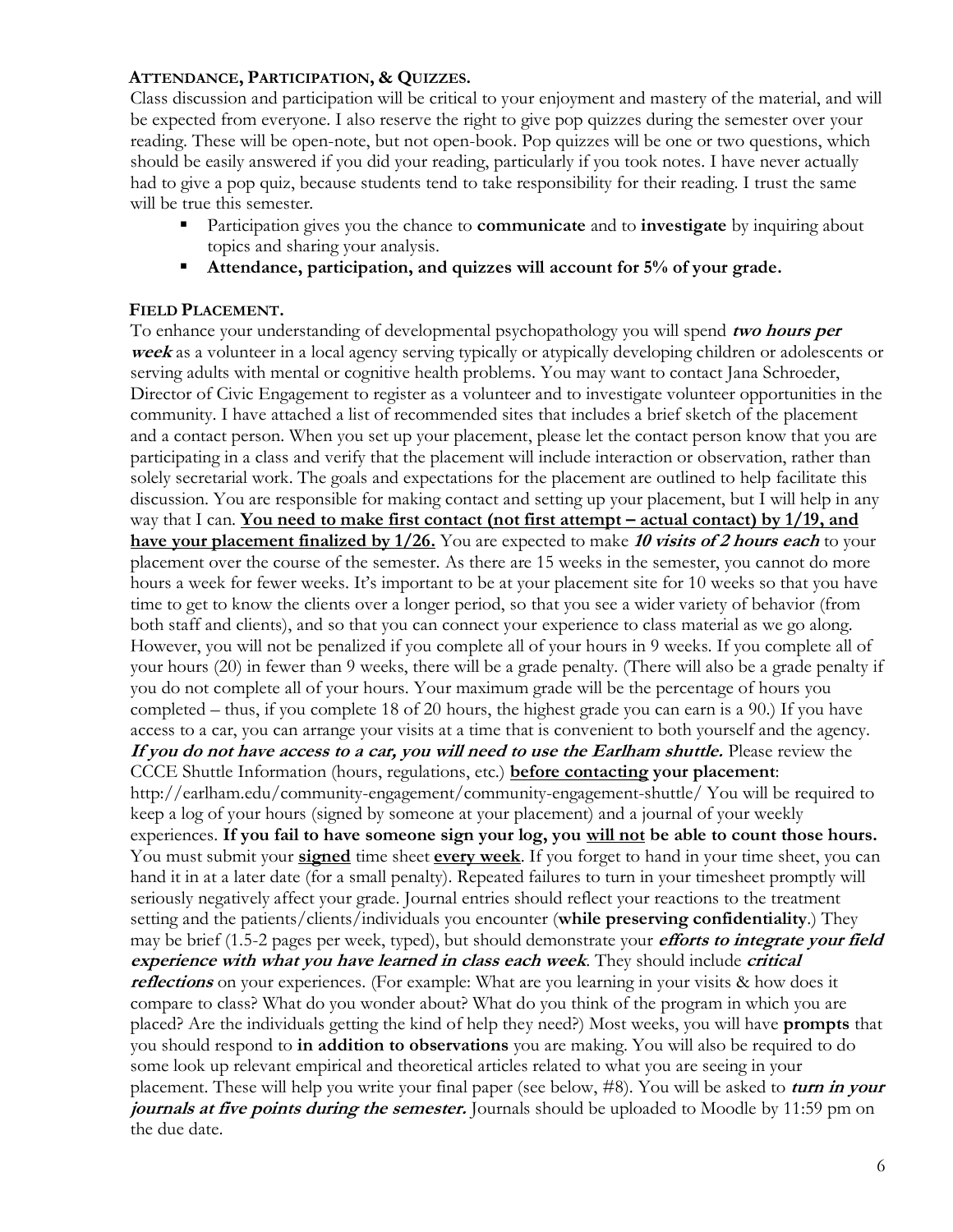### ATTENDANCE, PARTICIPATION, & QUIZZES.

Class discussion and participation will be critical to your enjoyment and mastery of the material, and will be expected from everyone. I also reserve the right to give pop quizzes during the semester over your reading. These will be open-note, but not open-book. Pop quizzes will be one or two questions, which should be easily answered if you did your reading, particularly if you took notes. I have never actually had to give a pop quiz, because students tend to take responsibility for their reading. I trust the same will be true this semester.

- Participation gives you the chance to **communicate** and to **investigate** by inquiring about topics and sharing your analysis.
- **Attendance, participation, and quizzes will account for 5% of your grade.**

### FIELD PLACEMENT.

To enhance your understanding of developmental psychopathology you will spend ***two hours per week*** as a volunteer in a local agency serving typically or atypically developing children or adolescents or serving adults with mental or cognitive health problems. You may want to contact Jana Schroeder, Director of Civic Engagement to register as a volunteer and to investigate volunteer opportunities in the community. I have attached a list of recommended sites that includes a brief sketch of the placement and a contact person. When you set up your placement, please let the contact person know that you are participating in a class and verify that the placement will include interaction or observation, rather than solely secretarial work. The goals and expectations for the placement are outlined to help facilitate this discussion. You are responsible for making contact and setting up your placement, but I will help in any way that I can. **<u>You need to make first contact (not first attempt – actual contact) by 1/19, and have your placement finalized by 1/26.</u>** You are expected to make ***10 visits of 2 hours each*** to your placement over the course of the semester. As there are 15 weeks in the semester, you cannot do more hours a week for fewer weeks. It's important to be at your placement site for 10 weeks so that you have time to get to know the clients over a longer period, so that you see a wider variety of behavior (from both staff and clients), and so that you can connect your experience to class material as we go along. However, you will not be penalized if you complete all of your hours in 9 weeks. If you complete all of your hours (20) in fewer than 9 weeks, there will be a grade penalty. (There will also be a grade penalty if you do not complete all of your hours. Your maximum grade will be the percentage of hours you completed – thus, if you complete 18 of 20 hours, the highest grade you can earn is a 90.) If you have access to a car, you can arrange your visits at a time that is convenient to both yourself and the agency. ***If you do not have access to a car, you will need to use the Earlham shuttle.*** Please review the CCCE Shuttle Information (hours, regulations, etc.) **<u>before contacting</u> your placement**: http://earlham.edu/community-engagement/community-engagement-shuttle/ You will be required to keep a log of your hours (signed by someone at your placement) and a journal of your weekly experiences. **If you fail to have someone sign your log, you <u>will not</u> be able to count those hours.** You must submit your **<u>signed</u>** time sheet **<u>every week</u>**. If you forget to hand in your time sheet, you can hand it in at a later date (for a small penalty). Repeated failures to turn in your timesheet promptly will seriously negatively affect your grade. Journal entries should reflect your reactions to the treatment setting and the patients/clients/individuals you encounter (**while preserving confidentiality**.) They may be brief (1.5-2 pages per week, typed), but should demonstrate your ***efforts to integrate your field experience with what you have learned in class each week***. They should include ***critical reflections*** on your experiences. (For example: What are you learning in your visits & how does it compare to class? What do you wonder about? What do you think of the program in which you are placed? Are the individuals getting the kind of help they need?) Most weeks, you will have **prompts** that you should respond to **in addition to observations** you are making. You will also be required to do some look up relevant empirical and theoretical articles related to what you are seeing in your placement. These will help you write your final paper (see below, #8). You will be asked to ***turn in your journals at five points during the semester.*** Journals should be uploaded to Moodle by 11:59 pm on the due date.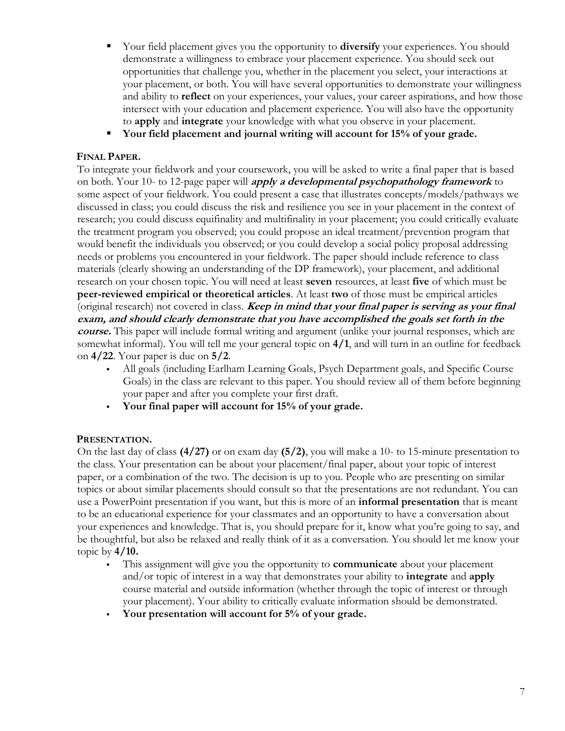- Your field placement gives you the opportunity to **diversify** your experiences. You should demonstrate a willingness to embrace your placement experience. You should seek out opportunities that challenge you, whether in the placement you select, your interactions at your placement, or both. You will have several opportunities to demonstrate your willingness and ability to **reflect** on your experiences, your values, your career aspirations, and how those intersect with your education and placement experience. You will also have the opportunity to **apply** and **integrate** your knowledge with what you observe in your placement.
- **Your field placement and journal writing will account for 15% of your grade.**

### FINAL PAPER.

To integrate your fieldwork and your coursework, you will be asked to write a final paper that is based on both. Your 10- to 12-page paper will ***apply a developmental psychopathology framework*** to some aspect of your fieldwork. You could present a case that illustrates concepts/models/pathways we discussed in class; you could discuss the risk and resilience you see in your placement in the context of research; you could discuss equifinality and multifinality in your placement; you could critically evaluate the treatment program you observed; you could propose an ideal treatment/prevention program that would benefit the individuals you observed; or you could develop a social policy proposal addressing needs or problems you encountered in your fieldwork. The paper should include reference to class materials (clearly showing an understanding of the DP framework), your placement, and additional research on your chosen topic. You will need at least **seven** resources, at least **five** of which must be **peer-reviewed empirical or theoretical articles**. At least **two** of those must be empirical articles (original research) not covered in class. ***Keep in mind that your final paper is serving as your final exam, and should clearly demonstrate that you have accomplished the goals set forth in the course.*** This paper will include formal writing and argument (unlike your journal responses, which are somewhat informal). You will tell me your general topic on **4/1**, and will turn in an outline for feedback on **4/22**. Your paper is due on **5/2**.

- All goals (including Earlham Learning Goals, Psych Department goals, and Specific Course Goals) in the class are relevant to this paper. You should review all of them before beginning your paper and after you complete your first draft.
- **Your final paper will account for 15% of your grade.**

### PRESENTATION.

On the last day of class **(4/27)** or on exam day **(5/2)**, you will make a 10- to 15-minute presentation to the class. Your presentation can be about your placement/final paper, about your topic of interest paper, or a combination of the two. The decision is up to you. People who are presenting on similar topics or about similar placements should consult so that the presentations are not redundant. You can use a PowerPoint presentation if you want, but this is more of an **informal presentation** that is meant to be an educational experience for your classmates and an opportunity to have a conversation about your experiences and knowledge. That is, you should prepare for it, know what you're going to say, and be thoughtful, but also be relaxed and really think of it as a conversation. You should let me know your topic by **4/10.**

- This assignment will give you the opportunity to **communicate** about your placement and/or topic of interest in a way that demonstrates your ability to **integrate** and **apply** course material and outside information (whether through the topic of interest or through your placement). Your ability to critically evaluate information should be demonstrated.
- **Your presentation will account for 5% of your grade.**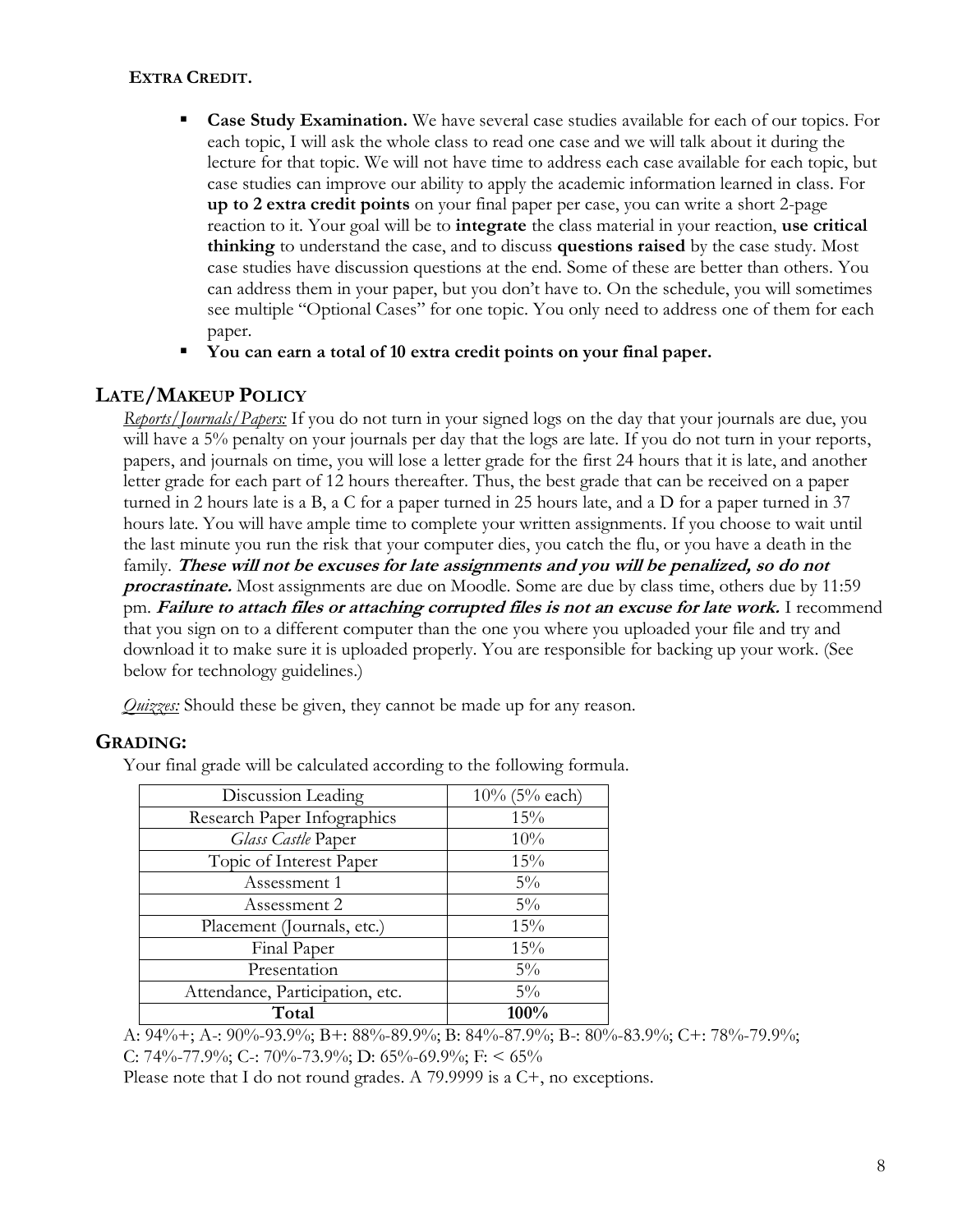**EXTRA CREDIT.**

- **Case Study Examination.** We have several case studies available for each of our topics. For each topic, I will ask the whole class to read one case and we will talk about it during the lecture for that topic. We will not have time to address each case available for each topic, but case studies can improve our ability to apply the academic information learned in class. For **up to 2 extra credit points** on your final paper per case, you can write a short 2-page reaction to it. Your goal will be to **integrate** the class material in your reaction, **use critical thinking** to understand the case, and to discuss **questions raised** by the case study. Most case studies have discussion questions at the end. Some of these are better than others. You can address them in your paper, but you don't have to. On the schedule, you will sometimes see multiple "Optional Cases" for one topic. You only need to address one of them for each paper.
- **You can earn a total of 10 extra credit points on your final paper.**

## LATE/MAKEUP POLICY

*Reports/Journals/Papers:* If you do not turn in your signed logs on the day that your journals are due, you will have a 5% penalty on your journals per day that the logs are late. If you do not turn in your reports, papers, and journals on time, you will lose a letter grade for the first 24 hours that it is late, and another letter grade for each part of 12 hours thereafter. Thus, the best grade that can be received on a paper turned in 2 hours late is a B, a C for a paper turned in 25 hours late, and a D for a paper turned in 37 hours late. You will have ample time to complete your written assignments. If you choose to wait until the last minute you run the risk that your computer dies, you catch the flu, or you have a death in the family. ***These will not be excuses for late assignments and you will be penalized, so do not procrastinate.*** Most assignments are due on Moodle. Some are due by class time, others due by 11:59 pm. ***Failure to attach files or attaching corrupted files is not an excuse for late work.*** I recommend that you sign on to a different computer than the one you where you uploaded your file and try and download it to make sure it is uploaded properly. You are responsible for backing up your work. (See below for technology guidelines.)

*Quizzes:* Should these be given, they cannot be made up for any reason.

## GRADING:

Your final grade will be calculated according to the following formula.

| Discussion Leading | 10% (5% each) |
|---|---|
| Research Paper Infographics | 15% |
| *Glass Castle* Paper | 10% |
| Topic of Interest Paper | 15% |
| Assessment 1 | 5% |
| Assessment 2 | 5% |
| Placement (Journals, etc.) | 15% |
| Final Paper | 15% |
| Presentation | 5% |
| Attendance, Participation, etc. | 5% |
| **Total** | **100%** |

A: 94%+; A-: 90%-93.9%; B+: 88%-89.9%; B: 84%-87.9%; B-: 80%-83.9%; C+: 78%-79.9%; C: 74%-77.9%; C-: 70%-73.9%; D: 65%-69.9%; F: < 65%

Please note that I do not round grades. A 79.9999 is a C+, no exceptions.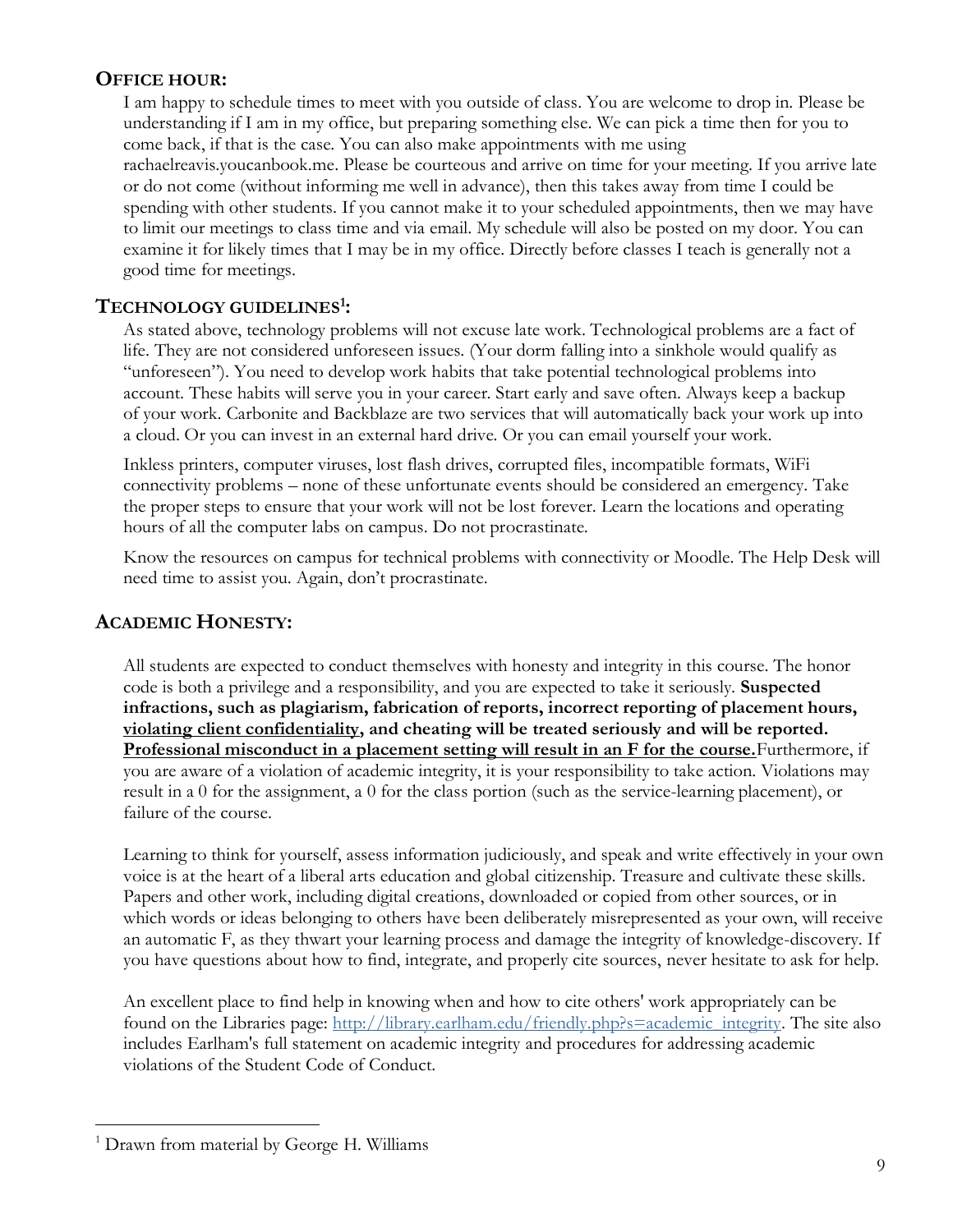## OFFICE HOUR:

I am happy to schedule times to meet with you outside of class. You are welcome to drop in. Please be understanding if I am in my office, but preparing something else. We can pick a time then for you to come back, if that is the case. You can also make appointments with me using rachaelreavis.youcanbook.me. Please be courteous and arrive on time for your meeting. If you arrive late or do not come (without informing me well in advance), then this takes away from time I could be spending with other students. If you cannot make it to your scheduled appointments, then we may have to limit our meetings to class time and via email. My schedule will also be posted on my door. You can examine it for likely times that I may be in my office. Directly before classes I teach is generally not a good time for meetings.

## TECHNOLOGY GUIDELINES[1]:

As stated above, technology problems will not excuse late work. Technological problems are a fact of life. They are not considered unforeseen issues. (Your dorm falling into a sinkhole would qualify as "unforeseen"). You need to develop work habits that take potential technological problems into account. These habits will serve you in your career. Start early and save often. Always keep a backup of your work. Carbonite and Backblaze are two services that will automatically back your work up into a cloud. Or you can invest in an external hard drive. Or you can email yourself your work.

Inkless printers, computer viruses, lost flash drives, corrupted files, incompatible formats, WiFi connectivity problems – none of these unfortunate events should be considered an emergency. Take the proper steps to ensure that your work will not be lost forever. Learn the locations and operating hours of all the computer labs on campus. Do not procrastinate.

Know the resources on campus for technical problems with connectivity or Moodle. The Help Desk will need time to assist you. Again, don't procrastinate.

## ACADEMIC HONESTY:

All students are expected to conduct themselves with honesty and integrity in this course. The honor code is both a privilege and a responsibility, and you are expected to take it seriously. **Suspected infractions, such as plagiarism, fabrication of reports, incorrect reporting of placement hours, <u>violating client confidentiality</u>, and cheating will be treated seriously and will be reported. <u>Professional misconduct in a placement setting will result in an F for the course.</u>** Furthermore, if you are aware of a violation of academic integrity, it is your responsibility to take action. Violations may result in a 0 for the assignment, a 0 for the class portion (such as the service-learning placement), or failure of the course.

Learning to think for yourself, assess information judiciously, and speak and write effectively in your own voice is at the heart of a liberal arts education and global citizenship. Treasure and cultivate these skills. Papers and other work, including digital creations, downloaded or copied from other sources, or in which words or ideas belonging to others have been deliberately misrepresented as your own, will receive an automatic F, as they thwart your learning process and damage the integrity of knowledge-discovery. If you have questions about how to find, integrate, and properly cite sources, never hesitate to ask for help.

An excellent place to find help in knowing when and how to cite others' work appropriately can be found on the Libraries page: [http://library.earlham.edu/friendly.php?s=academic_integrity](http://library.earlham.edu/friendly.php?s=academic_integrity). The site also includes Earlham's full statement on academic integrity and procedures for addressing academic violations of the Student Code of Conduct.

---

[1] Drawn from material by George H. Williams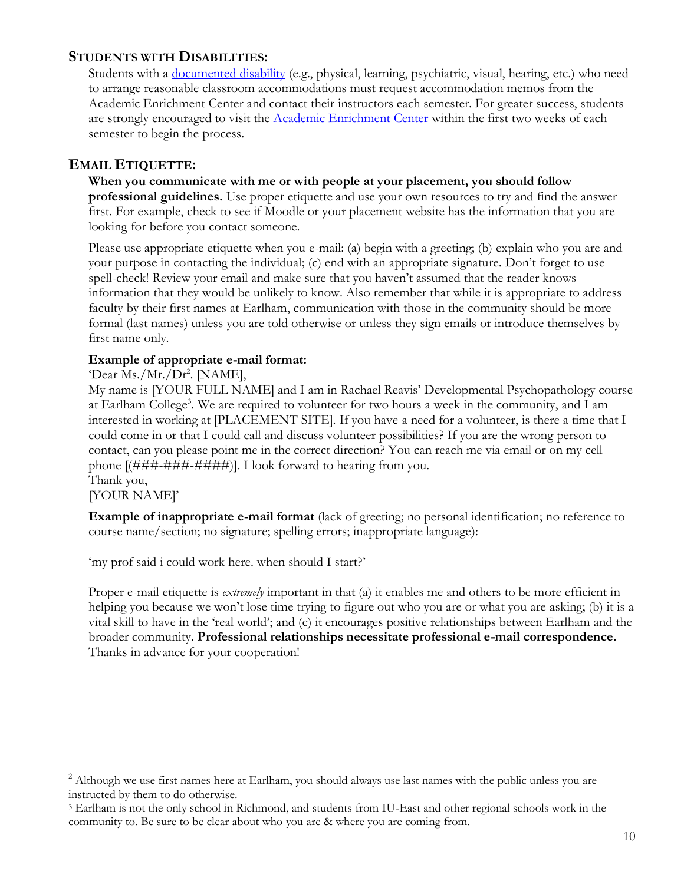## STUDENTS WITH DISABILITIES:

Students with a documented disability (e.g., physical, learning, psychiatric, visual, hearing, etc.) who need to arrange reasonable classroom accommodations must request accommodation memos from the Academic Enrichment Center and contact their instructors each semester. For greater success, students are strongly encouraged to visit the Academic Enrichment Center within the first two weeks of each semester to begin the process.

## EMAIL ETIQUETTE:

**When you communicate with me or with people at your placement, you should follow professional guidelines.** Use proper etiquette and use your own resources to try and find the answer first. For example, check to see if Moodle or your placement website has the information that you are looking for before you contact someone.

Please use appropriate etiquette when you e-mail: (a) begin with a greeting; (b) explain who you are and your purpose in contacting the individual; (c) end with an appropriate signature. Don't forget to use spell-check! Review your email and make sure that you haven't assumed that the reader knows information that they would be unlikely to know. Also remember that while it is appropriate to address faculty by their first names at Earlham, communication with those in the community should be more formal (last names) unless you are told otherwise or unless they sign emails or introduce themselves by first name only.

**Example of appropriate e-mail format:**

'Dear Ms./Mr./Dr[2]. [NAME],
My name is [YOUR FULL NAME] and I am in Rachael Reavis' Developmental Psychopathology course at Earlham College[3]. We are required to volunteer for two hours a week in the community, and I am interested in working at [PLACEMENT SITE]. If you have a need for a volunteer, is there a time that I could come in or that I could call and discuss volunteer possibilities? If you are the wrong person to contact, can you please point me in the correct direction? You can reach me via email or on my cell phone [(###-###-####)]. I look forward to hearing from you.
Thank you,
[YOUR NAME]'

**Example of inappropriate e-mail format** (lack of greeting; no personal identification; no reference to course name/section; no signature; spelling errors; inappropriate language):

'my prof said i could work here. when should I start?'

Proper e-mail etiquette is *extremely* important in that (a) it enables me and others to be more efficient in helping you because we won't lose time trying to figure out who you are or what you are asking; (b) it is a vital skill to have in the 'real world'; and (c) it encourages positive relationships between Earlham and the broader community. **Professional relationships necessitate professional e-mail correspondence.** Thanks in advance for your cooperation!

---

[2] Although we use first names here at Earlham, you should always use last names with the public unless you are instructed by them to do otherwise.

[3] Earlham is not the only school in Richmond, and students from IU-East and other regional schools work in the community to. Be sure to be clear about who you are & where you are coming from.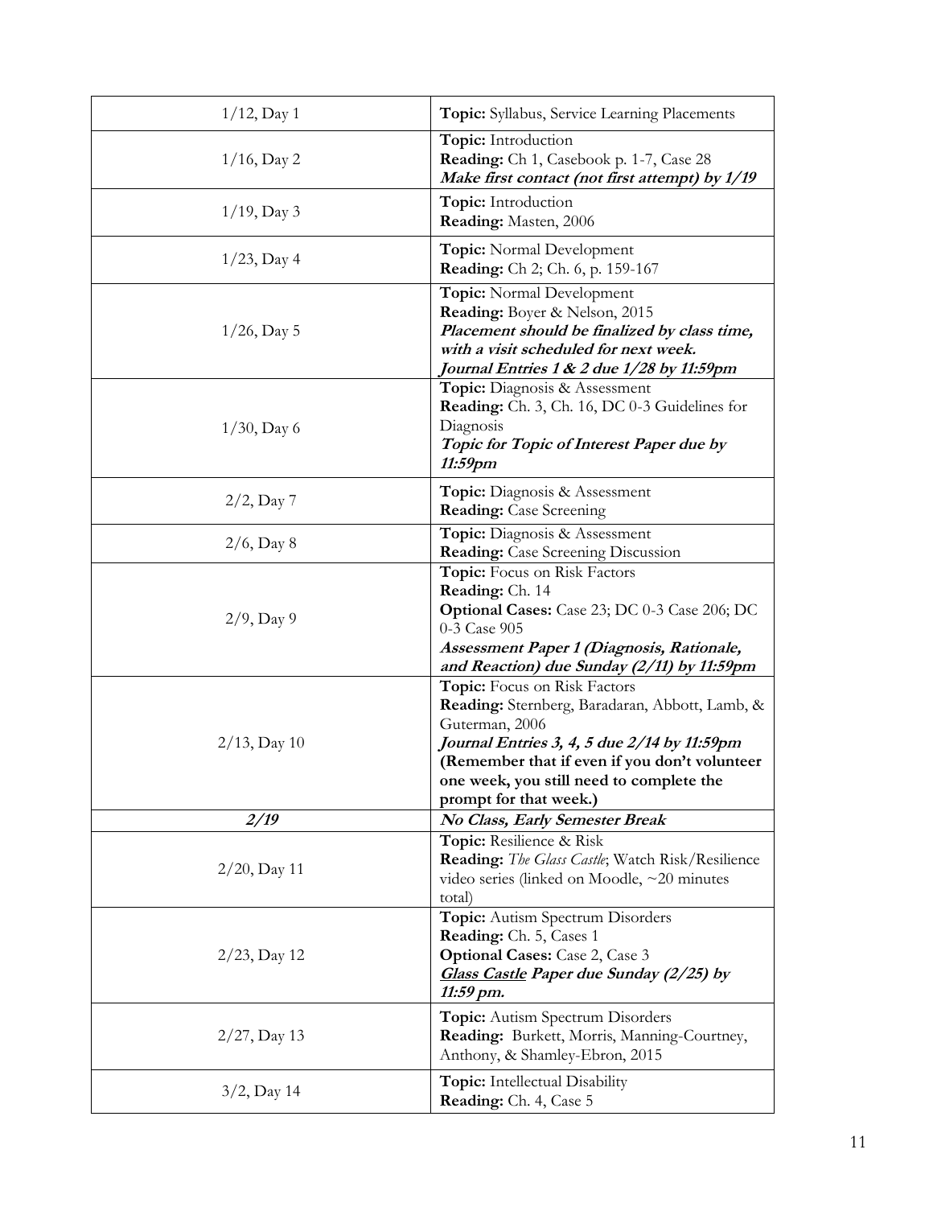| | |
|---|---|
| 1/12, Day 1 | **Topic:** Syllabus, Service Learning Placements |
| 1/16, Day 2 | **Topic:** Introduction<br>**Reading:** Ch 1, Casebook p. 1-7, Case 28<br>***Make first contact (not first attempt) by 1/19*** |
| 1/19, Day 3 | **Topic:** Introduction<br>**Reading:** Masten, 2006 |
| 1/23, Day 4 | **Topic:** Normal Development<br>**Reading:** Ch 2; Ch. 6, p. 159-167 |
| 1/26, Day 5 | **Topic:** Normal Development<br>**Reading:** Boyer & Nelson, 2015<br>***Placement should be finalized by class time, with a visit scheduled for next week.***<br>***Journal Entries 1 & 2 due 1/28 by 11:59pm*** |
| 1/30, Day 6 | **Topic:** Diagnosis & Assessment<br>**Reading:** Ch. 3, Ch. 16, DC 0-3 Guidelines for Diagnosis<br>***Topic for Topic of Interest Paper due by 11:59pm*** |
| 2/2, Day 7 | **Topic:** Diagnosis & Assessment<br>**Reading:** Case Screening |
| 2/6, Day 8 | **Topic:** Diagnosis & Assessment<br>**Reading:** Case Screening Discussion |
| 2/9, Day 9 | **Topic:** Focus on Risk Factors<br>**Reading:** Ch. 14<br>**Optional Cases:** Case 23; DC 0-3 Case 206; DC 0-3 Case 905<br>***Assessment Paper 1 (Diagnosis, Rationale, and Reaction) due Sunday (2/11) by 11:59pm*** |
| 2/13, Day 10 | **Topic:** Focus on Risk Factors<br>**Reading:** Sternberg, Baradaran, Abbott, Lamb, & Guterman, 2006<br>***Journal Entries 3, 4, 5 due 2/14 by 11:59pm***<br>**(Remember that if even if you don't volunteer one week, you still need to complete the prompt for that week.)** |
| ***2/19*** | ***No Class, Early Semester Break*** |
| 2/20, Day 11 | **Topic:** Resilience & Risk<br>**Reading:** *The Glass Castle*; Watch Risk/Resilience video series (linked on Moodle, ~20 minutes total) |
| 2/23, Day 12 | **Topic:** Autism Spectrum Disorders<br>**Reading:** Ch. 5, Cases 1<br>**Optional Cases:** Case 2, Case 3<br>***Glass Castle Paper due Sunday (2/25) by 11:59 pm.*** |
| 2/27, Day 13 | **Topic:** Autism Spectrum Disorders<br>**Reading:** Burkett, Morris, Manning-Courtney, Anthony, & Shamley-Ebron, 2015 |
| 3/2, Day 14 | **Topic:** Intellectual Disability<br>**Reading:** Ch. 4, Case 5 |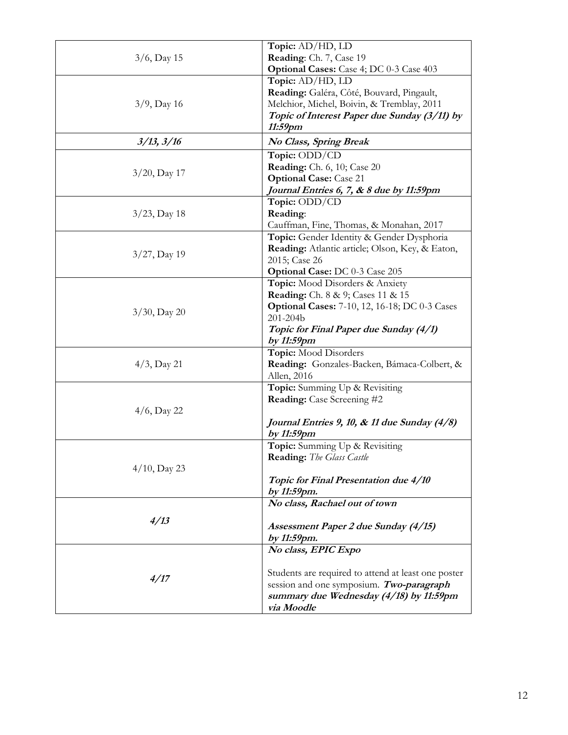| | |
|---|---|
| 3/6, Day 15 | **Topic:** AD/HD, LD<br>**Reading**: Ch. 7, Case 19<br>**Optional Cases:** Case 4; DC 0-3 Case 403 |
| 3/9, Day 16 | **Topic:** AD/HD, LD<br>**Reading:** Galéra, Côté, Bouvard, Pingault, Melchior, Michel, Boivin, & Tremblay, 2011<br>***Topic of Interest Paper due Sunday (3/11) by 11:59pm*** |
| ***3/13, 3/16*** | ***No Class, Spring Break*** |
| 3/20, Day 17 | **Topic:** ODD/CD<br>**Reading:** Ch. 6, 10; Case 20<br>**Optional Case:** Case 21<br>***Journal Entries 6, 7, & 8 due by 11:59pm*** |
| 3/23, Day 18 | **Topic:** ODD/CD<br>**Reading**:<br>Cauffman, Fine, Thomas, & Monahan, 2017 |
| 3/27, Day 19 | **Topic:** Gender Identity & Gender Dysphoria<br>**Reading:** Atlantic article; Olson, Key, & Eaton, 2015; Case 26<br>**Optional Case:** DC 0-3 Case 205 |
| 3/30, Day 20 | **Topic:** Mood Disorders & Anxiety<br>**Reading:** Ch. 8 & 9; Cases 11 & 15<br>**Optional Cases:** 7-10, 12, 16-18; DC 0-3 Cases 201-204b<br>***Topic for Final Paper due Sunday (4/1) by 11:59pm*** |
| 4/3, Day 21 | **Topic:** Mood Disorders<br>**Reading:** Gonzales-Backen, Bámaca-Colbert, & Allen, 2016 |
| 4/6, Day 22 | **Topic:** Summing Up & Revisiting<br>**Reading:** Case Screening #2<br><br>***Journal Entries 9, 10, & 11 due Sunday (4/8) by 11:59pm*** |
| 4/10, Day 23 | **Topic:** Summing Up & Revisiting<br>**Reading:** *The Glass Castle*<br><br>***Topic for Final Presentation due 4/10 by 11:59pm.*** |
| ***4/13*** | ***No class, Rachael out of town***<br><br>***Assessment Paper 2 due Sunday (4/15) by 11:59pm.*** |
| ***4/17*** | ***No class, EPIC Expo***<br><br>Students are required to attend at least one poster session and one symposium. ***Two-paragraph summary due Wednesday (4/18) by 11:59pm via Moodle*** |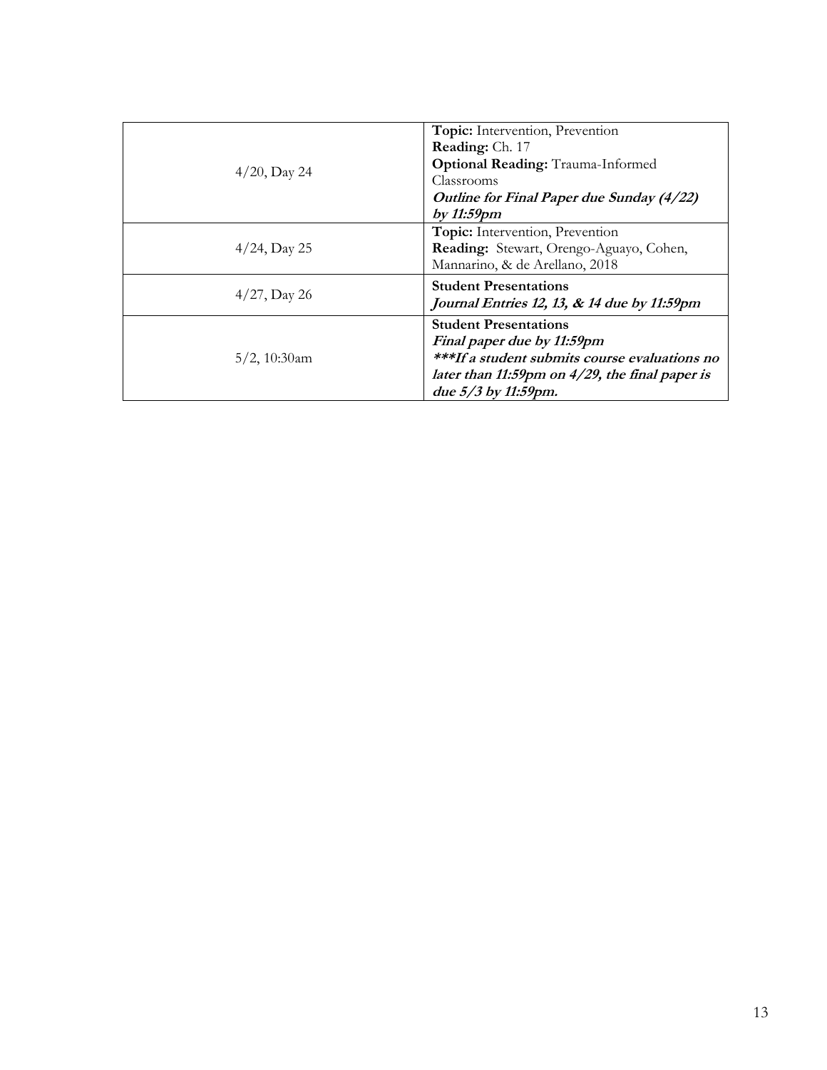| | |
|---|---|
| 4/20, Day 24 | **Topic:** Intervention, Prevention<br>**Reading:** Ch. 17<br>**Optional Reading:** Trauma-Informed Classrooms<br>***Outline for Final Paper due Sunday (4/22) by 11:59pm*** |
| 4/24, Day 25 | **Topic:** Intervention, Prevention<br>**Reading:** Stewart, Orengo-Aguayo, Cohen, Mannarino, & de Arellano, 2018 |
| 4/27, Day 26 | **Student Presentations**<br>***Journal Entries 12, 13, & 14 due by 11:59pm*** |
| 5/2, 10:30am | **Student Presentations**<br>***Final paper due by 11:59pm***<br>******If a student submits course evaluations no later than 11:59pm on 4/29, the final paper is due 5/3 by 11:59pm.*** |